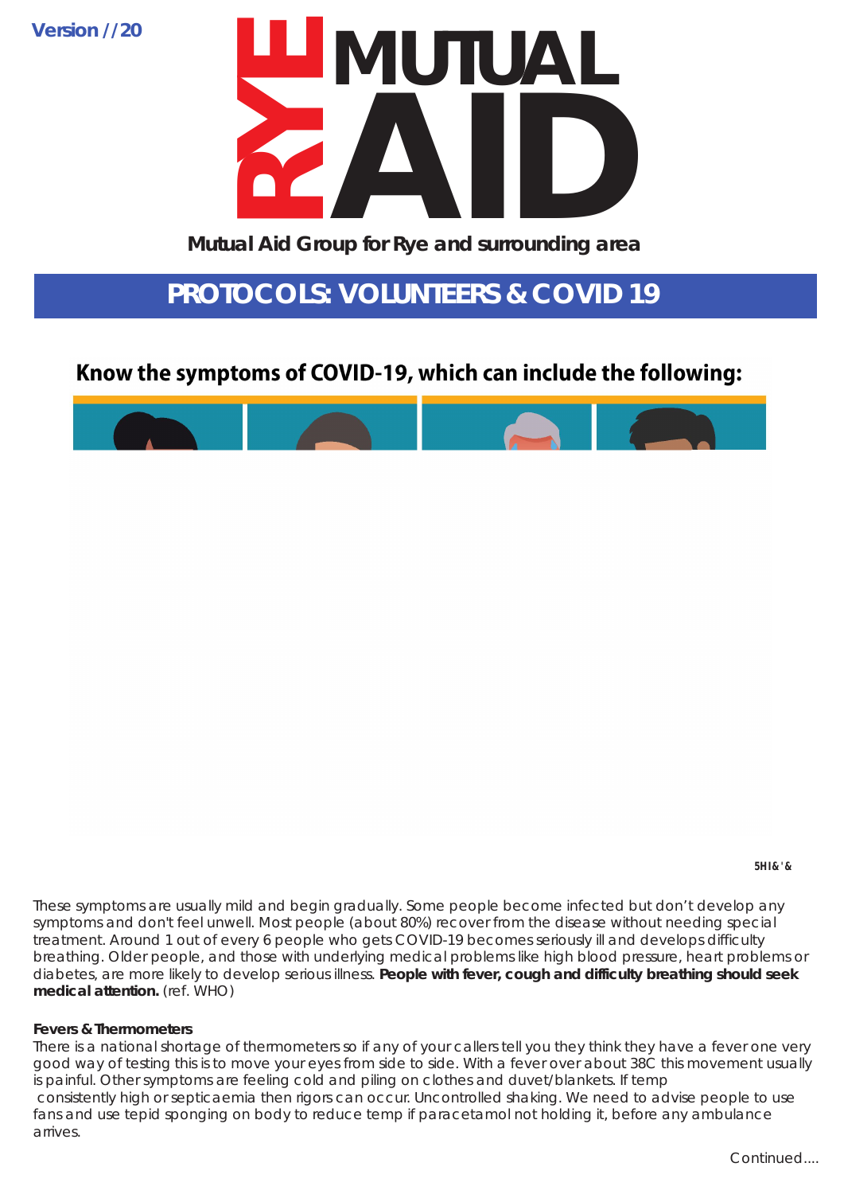Version //20

# RYE MUTUAL AID

Mutual Aid Group for Rye and surrounding area

## PROTOCOLS: VOLUNTEERS & COVID 19

### Know the symptoms of COVID-19, which can include the following:

These symptoms are usually mild and begin gradually. Some people become infected but don't develop any symptoms and don't feel unwell. Most people (about 80%) recover from the disease without needing special treatment. Around 1 out of every 6 people who gets COVID-19 becomes seriously ill and develops difficulty breathing. Older people, and those with underlying medical problems like high blood pressure, heart problems or diabetes, are more likely to develop serious illness. **People with fever, cough and difficulty breathing should seek medical attention.** (ref. WHO)

**Fevers & Thermometers**

There is a national shortage of thermometers so if any of your callers tell you they think they have a fever one very good way of testing this is to move your eyes from side to side. With a fever over about 38C this movement usually is painful. Other symptoms are feeling cold and piling on clothes and duvet/blankets. If temp consistently high or septicaemia then rigors can occur. Uncontrolled shaking. We need to advise people to use fans and use tepid sponging on body to reduce temp if paracetamol not holding it, before any ambulance arrives.

Continued....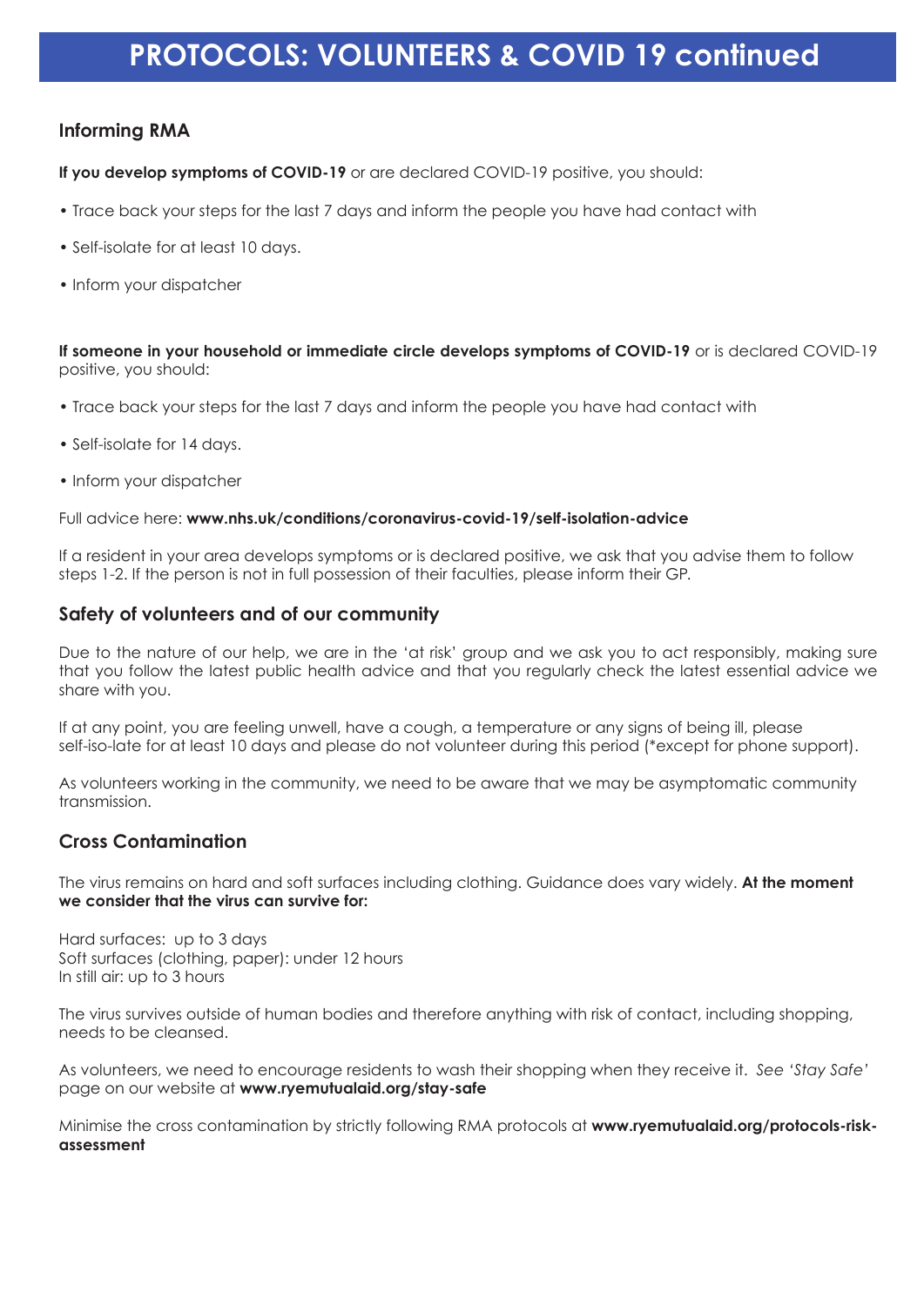# PROTOCOLS: VOLUNTEERS & COVID 19 continued

## Informing RMA

**If you develop symptoms of COVID-19** or are declared COVID-19 positive, you should:

- Trace back your steps for the last 7 days and inform the people you have had contact with
- Self-isolate for at least 10 days.
- Inform your dispatcher

**If someone in your household or immediate circle develops symptoms of COVID-19** or is declared COVID-19 positive, you should:

- Trace back your steps for the last 7 days and inform the people you have had contact with
- Self-isolate for 14 days.
- Inform your dispatcher

Full advice here: **www.nhs.uk/conditions/coronavirus-covid-19/self-isolation-advice**

If a resident in your area develops symptoms or is declared positive, we ask that you advise them to follow steps 1-2. If the person is not in full possession of their faculties, please inform their GP.

## Safety of volunteers and of our community

Due to the nature of our help, we are in the 'at risk' group and we ask you to act responsibly, making sure that you follow the latest public health advice and that you regularly check the latest essential advice we share with you.

If at any point, you are feeling unwell, have a cough, a temperature or any signs of being ill, please self-iso-late for at least 10 days and please do not volunteer during this period (*except for phone support).

As volunteers working in the community, we need to be aware that we may be asymptomatic community transmission.

## Cross Contamination

The virus remains on hard and soft surfaces including clothing. Guidance does vary widely. **At the moment we consider that the virus can survive for:**

Hard surfaces: up to 3 days
Soft surfaces (clothing, paper): under 12 hours
In still air: up to 3 hours

The virus survives outside of human bodies and therefore anything with risk of contact, including shopping, needs to be cleansed.

As volunteers, we need to encourage residents to wash their shopping when they receive it. *See 'Stay Safe'* page on our website at **www.ryemutualaid.org/stay-safe**

Minimise the cross contamination by strictly following RMA protocols at **www.ryemutualaid.org/protocols-risk-assessment**